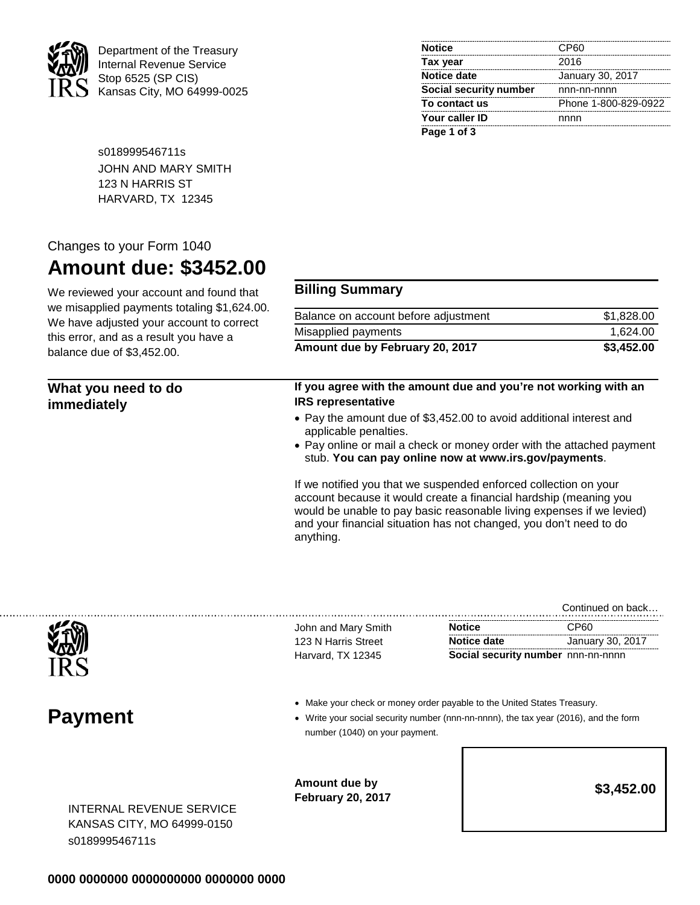Department of the Treasury
Internal Revenue Service
Stop 6525 (SP CIS)
Kansas City, MO 64999-0025

| | |
|---|---|
| **Notice** | CP60 |
| **Tax year** | 2016 |
| **Notice date** | January 30, 2017 |
| **Social security number** | nnn-nn-nnnn |
| **To contact us** | Phone 1-800-829-0922 |
| **Your caller ID** | nnnn |

s018999546711s
JOHN AND MARY SMITH
123 N HARRIS ST
HARVARD, TX 12345

Changes to your Form 1040

# Amount due: $3452.00

We reviewed your account and found that we misapplied payments totaling $1,624.00. We have adjusted your account to correct this error, and as a result you have a balance due of $3,452.00.

## Billing Summary

| | |
|---|---|
| Balance on account before adjustment | $1,828.00 |
| Misapplied payments | 1,624.00 |
| **Amount due by February 20, 2017** | **$3,452.00** |

## What you need to do immediately

**If you agree with the amount due and you're not working with an IRS representative**

- Pay the amount due of $3,452.00 to avoid additional interest and applicable penalties.
- Pay online or mail a check or money order with the attached payment stub. **You can pay online now at www.irs.gov/payments**.

If we notified you that we suspended enforced collection on your account because it would create a financial hardship (meaning you would be unable to pay basic reasonable living expenses if we levied) and your financial situation has not changed, you don't need to do anything.

Continued on back…

John and Mary Smith
123 N Harris Street
Harvard, TX 12345

| | |
|---|---|
| **Notice** | CP60 |
| **Notice date** | January 30, 2017 |
| **Social security number** | nnn-nn-nnnn |

# Payment

- Make your check or money order payable to the United States Treasury.
- Write your social security number (nnn-nn-nnnn), the tax year (2016), and the form number (1040) on your payment.

**Amount due by February 20, 2017**

**$3,452.00**

INTERNAL REVENUE SERVICE
KANSAS CITY, MO 64999-0150
s018999546711s

**0000 0000000 0000000000 0000000 0000**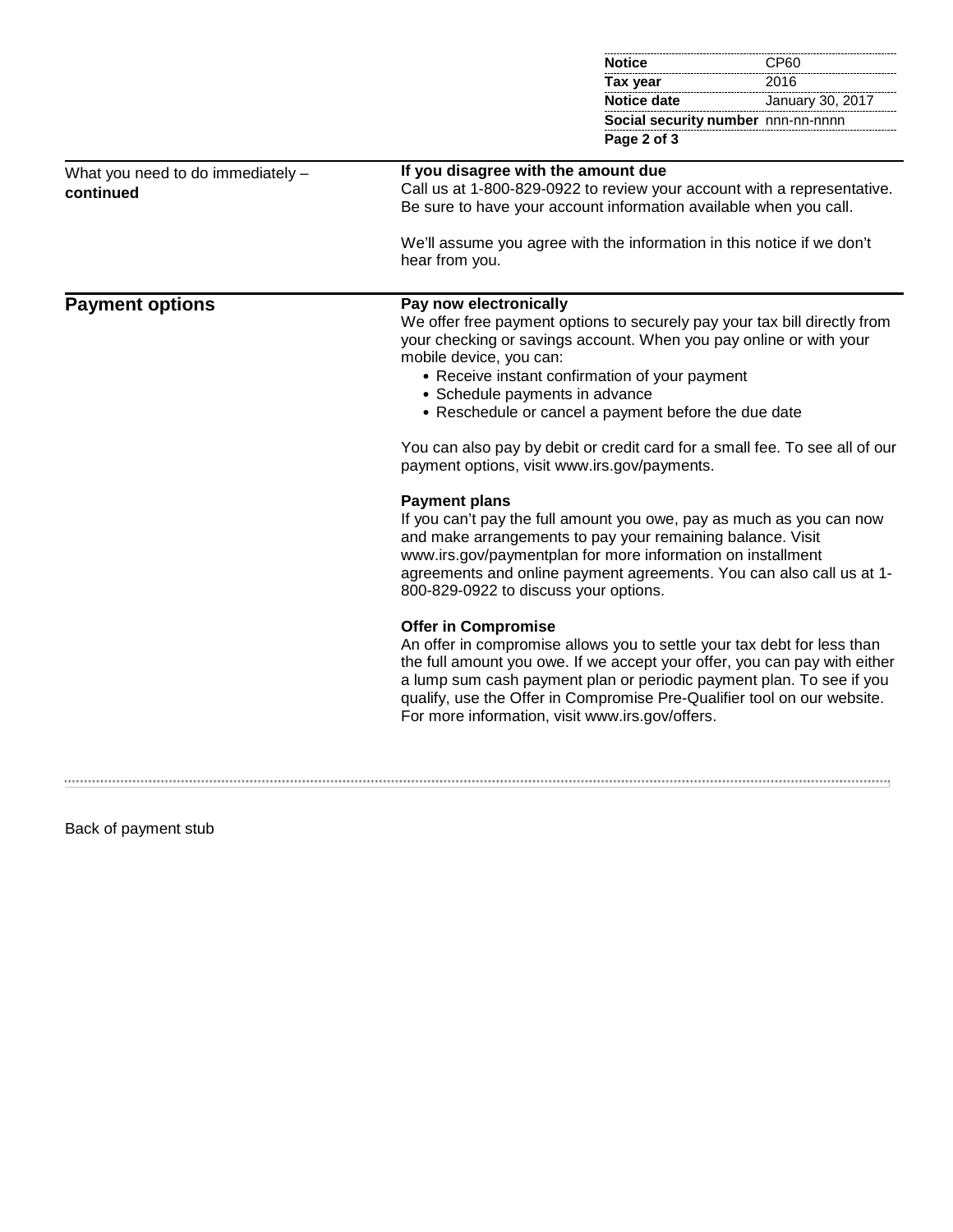| | |
|---|---|
| **Notice** | CP60 |
| **Tax year** | 2016 |
| **Notice date** | January 30, 2017 |
| **Social security number** | nnn-nn-nnnn |

What you need to do immediately – **continued**

**If you disagree with the amount due**

Call us at 1-800-829-0922 to review your account with a representative. Be sure to have your account information available when you call.

We'll assume you agree with the information in this notice if we don't hear from you.

## Payment options

**Pay now electronically**

We offer free payment options to securely pay your tax bill directly from your checking or savings account. When you pay online or with your mobile device, you can:

- Receive instant confirmation of your payment
- Schedule payments in advance
- Reschedule or cancel a payment before the due date

You can also pay by debit or credit card for a small fee. To see all of our payment options, visit www.irs.gov/payments.

**Payment plans**

If you can't pay the full amount you owe, pay as much as you can now and make arrangements to pay your remaining balance. Visit www.irs.gov/paymentplan for more information on installment agreements and online payment agreements. You can also call us at 1-800-829-0922 to discuss your options.

**Offer in Compromise**

An offer in compromise allows you to settle your tax debt for less than the full amount you owe. If we accept your offer, you can pay with either a lump sum cash payment plan or periodic payment plan. To see if you qualify, use the Offer in Compromise Pre-Qualifier tool on our website. For more information, visit www.irs.gov/offers.

Back of payment stub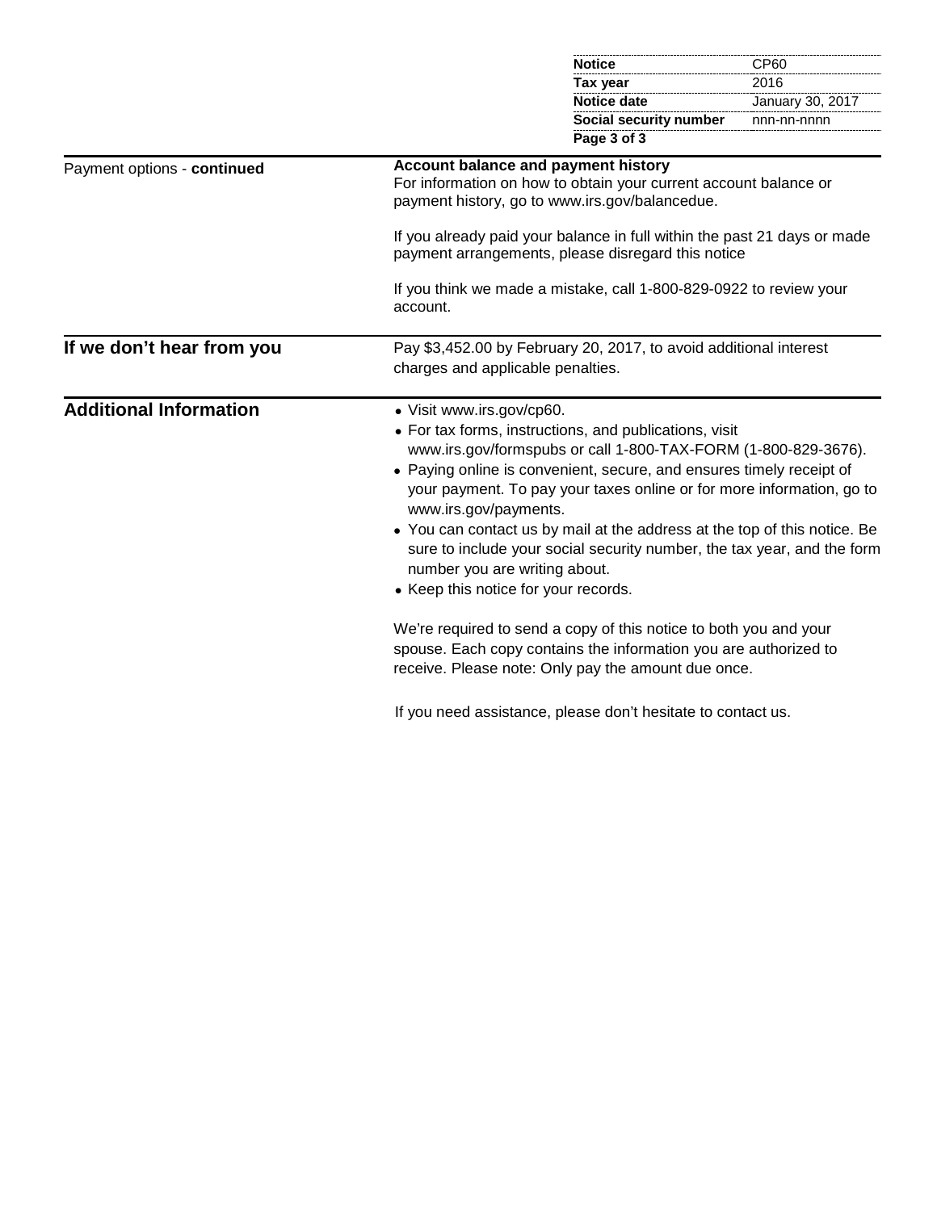| | |
|---|---|
| **Notice** | CP60 |
| **Tax year** | 2016 |
| **Notice date** | January 30, 2017 |
| **Social security number** | nnn-nn-nnnn |

Payment options - **continued**

**Account balance and payment history**

For information on how to obtain your current account balance or payment history, go to www.irs.gov/balancedue.

If you already paid your balance in full within the past 21 days or made payment arrangements, please disregard this notice

If you think we made a mistake, call 1-800-829-0922 to review your account.

## If we don't hear from you

Pay $3,452.00 by February 20, 2017, to avoid additional interest charges and applicable penalties.

## Additional Information

- Visit www.irs.gov/cp60.
- For tax forms, instructions, and publications, visit www.irs.gov/formspubs or call 1-800-TAX-FORM (1-800-829-3676).
- Paying online is convenient, secure, and ensures timely receipt of your payment. To pay your taxes online or for more information, go to www.irs.gov/payments.
- You can contact us by mail at the address at the top of this notice. Be sure to include your social security number, the tax year, and the form number you are writing about.
- Keep this notice for your records.

We're required to send a copy of this notice to both you and your spouse. Each copy contains the information you are authorized to receive. Please note: Only pay the amount due once.

If you need assistance, please don't hesitate to contact us.